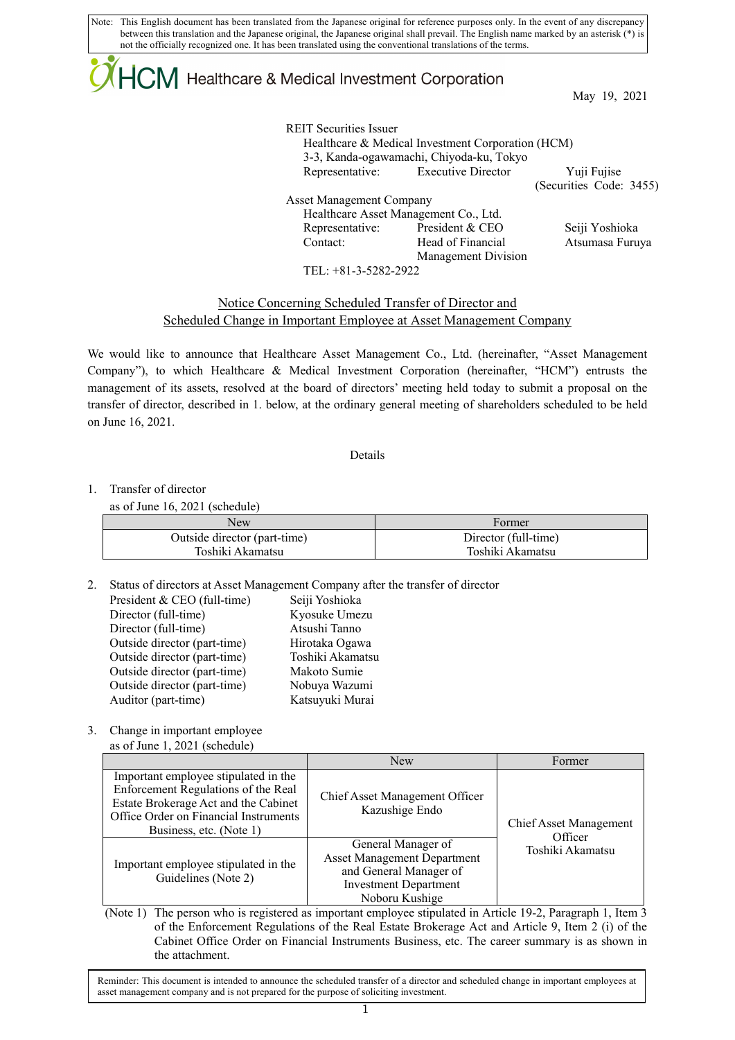Note: This English document has been translated from the Japanese original for reference purposes only. In the event of any discrepancy between this translation and the Japanese original, the Japanese original shall prevail. The English name marked by an asterisk (*) is not the officially recognized one. It has been translated using the conventional translations of the terms.

HCM Healthcare & Medical Investment Corporation

May 19, 2021

REIT Securities Issuer
Healthcare & Medical Investment Corporation (HCM)
3-3, Kanda-ogawamachi, Chiyoda-ku, Tokyo
Representative: Executive Director Yuji Fujise
(Securities Code: 3455)

Asset Management Company
Healthcare Asset Management Co., Ltd.
Representative: President & CEO Seiji Yoshioka
Contact: Head of Financial Management Division Atsumasa Furuya
TEL: +81-3-5282-2922

## Notice Concerning Scheduled Transfer of Director and Scheduled Change in Important Employee at Asset Management Company

We would like to announce that Healthcare Asset Management Co., Ltd. (hereinafter, "Asset Management Company"), to which Healthcare & Medical Investment Corporation (hereinafter, "HCM") entrusts the management of its assets, resolved at the board of directors' meeting held today to submit a proposal on the transfer of director, described in 1. below, at the ordinary general meeting of shareholders scheduled to be held on June 16, 2021.

Details

1. Transfer of director
   as of June 16, 2021 (schedule)

| New | Former |
|---|---|
| Outside director (part-time)<br>Toshiki Akamatsu | Director (full-time)<br>Toshiki Akamatsu |

2. Status of directors at Asset Management Company after the transfer of director

| | |
|---|---|
| President & CEO (full-time) | Seiji Yoshioka |
| Director (full-time) | Kyosuke Umezu |
| Director (full-time) | Atsushi Tanno |
| Outside director (part-time) | Hirotaka Ogawa |
| Outside director (part-time) | Toshiki Akamatsu |
| Outside director (part-time) | Makoto Sumie |
| Outside director (part-time) | Nobuya Wazumi |
| Auditor (part-time) | Katsuyuki Murai |

3. Change in important employee
   as of June 1, 2021 (schedule)

| | New | Former |
|---|---|---|
| Important employee stipulated in the Enforcement Regulations of the Real Estate Brokerage Act and the Cabinet Office Order on Financial Instruments Business, etc. (Note 1) | Chief Asset Management Officer<br>Kazushige Endo | Chief Asset Management Officer<br>Toshiki Akamatsu |
| Important employee stipulated in the Guidelines (Note 2) | General Manager of Asset Management Department and General Manager of Investment Department<br>Noboru Kushige | |

(Note 1) The person who is registered as important employee stipulated in Article 19-2, Paragraph 1, Item 3 of the Enforcement Regulations of the Real Estate Brokerage Act and Article 9, Item 2 (i) of the Cabinet Office Order on Financial Instruments Business, etc. The career summary is as shown in the attachment.

Reminder: This document is intended to announce the scheduled transfer of a director and scheduled change in important employees at asset management company and is not prepared for the purpose of soliciting investment.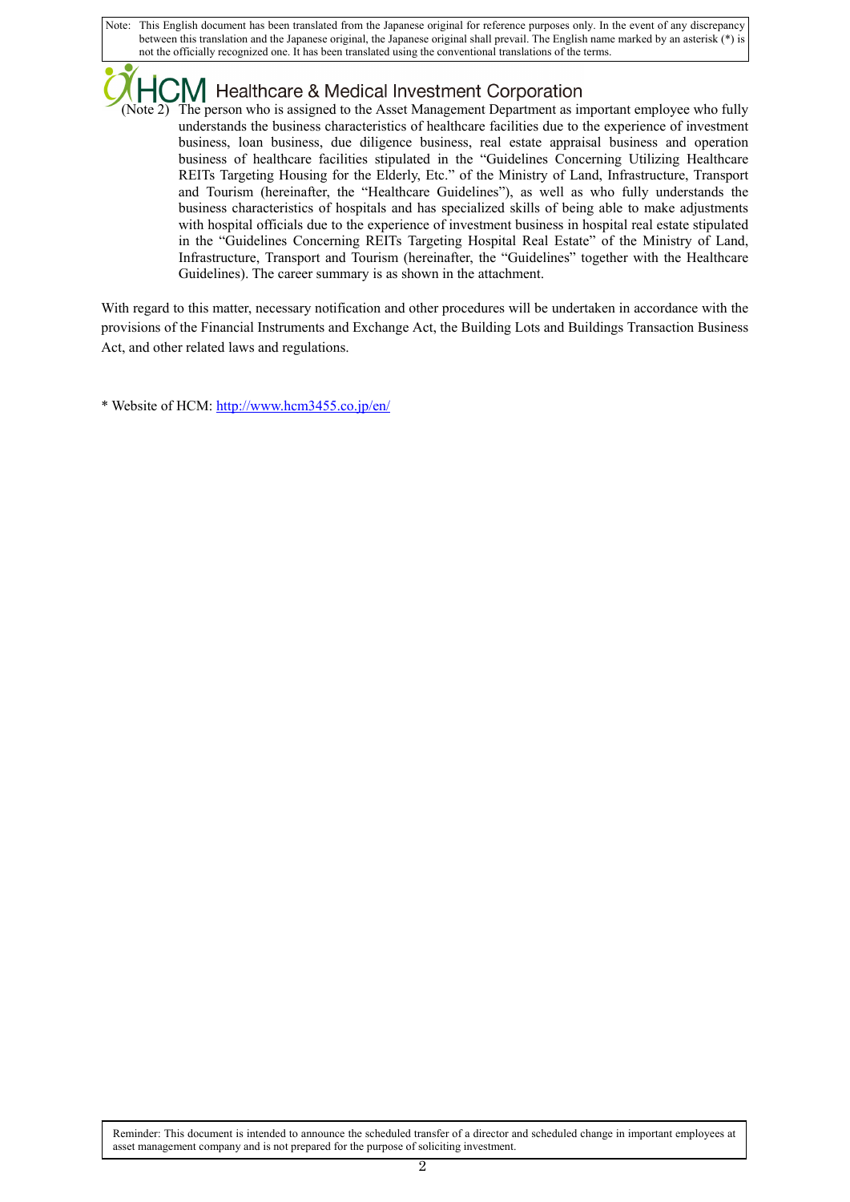(Note 2) The person who is assigned to the Asset Management Department as important employee who fully understands the business characteristics of healthcare facilities due to the experience of investment business, loan business, due diligence business, real estate appraisal business and operation business of healthcare facilities stipulated in the "Guidelines Concerning Utilizing Healthcare REITs Targeting Housing for the Elderly, Etc." of the Ministry of Land, Infrastructure, Transport and Tourism (hereinafter, the "Healthcare Guidelines"), as well as who fully understands the business characteristics of hospitals and has specialized skills of being able to make adjustments with hospital officials due to the experience of investment business in hospital real estate stipulated in the "Guidelines Concerning REITs Targeting Hospital Real Estate" of the Ministry of Land, Infrastructure, Transport and Tourism (hereinafter, the "Guidelines" together with the Healthcare Guidelines). The career summary is as shown in the attachment.

With regard to this matter, necessary notification and other procedures will be undertaken in accordance with the provisions of the Financial Instruments and Exchange Act, the Building Lots and Buildings Transaction Business Act, and other related laws and regulations.

* Website of HCM: http://www.hcm3455.co.jp/en/

Reminder: This document is intended to announce the scheduled transfer of a director and scheduled change in important employees at asset management company and is not prepared for the purpose of soliciting investment.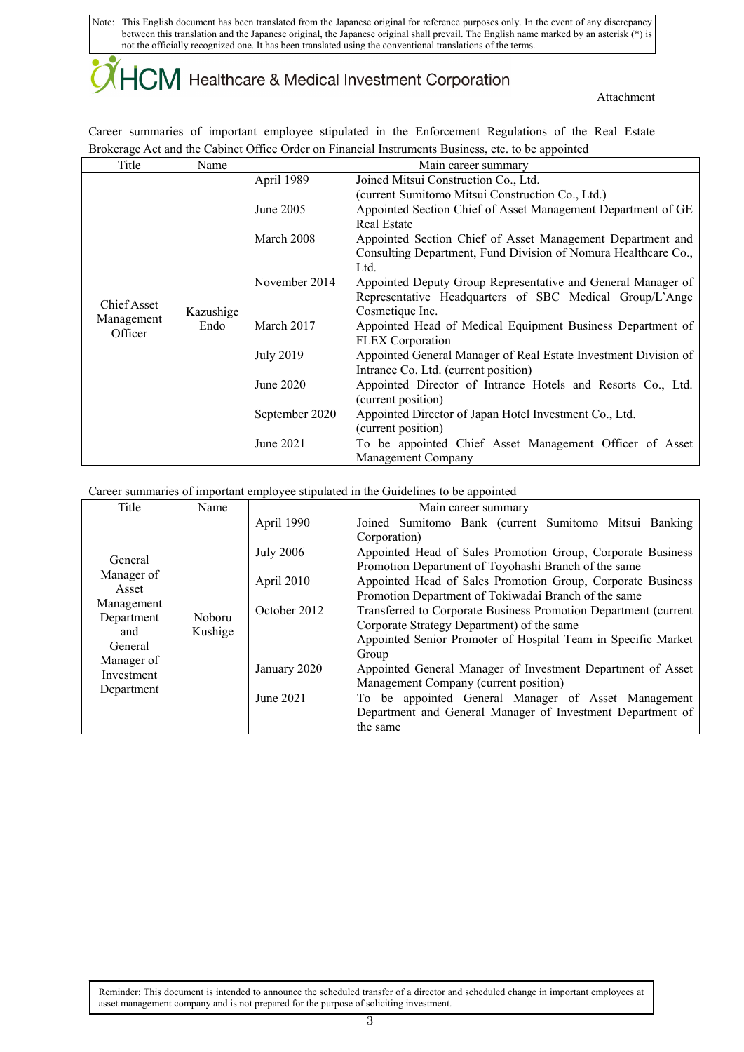Note: This English document has been translated from the Japanese original for reference purposes only. In the event of any discrepancy between this translation and the Japanese original, the Japanese original shall prevail. The English name marked by an asterisk (*) is not the officially recognized one. It has been translated using the conventional translations of the terms.

HCM Healthcare & Medical Investment Corporation

Attachment

Career summaries of important employee stipulated in the Enforcement Regulations of the Real Estate Brokerage Act and the Cabinet Office Order on Financial Instruments Business, etc. to be appointed

| Title | Name | Main career summary | |
|---|---|---|---|
| Chief Asset Management Officer | Kazushige Endo | April 1989 | Joined Mitsui Construction Co., Ltd. (current Sumitomo Mitsui Construction Co., Ltd.) |
| | | June 2005 | Appointed Section Chief of Asset Management Department of GE Real Estate |
| | | March 2008 | Appointed Section Chief of Asset Management Department and Consulting Department, Fund Division of Nomura Healthcare Co., Ltd. |
| | | November 2014 | Appointed Deputy Group Representative and General Manager of Representative Headquarters of SBC Medical Group/L'Ange Cosmetique Inc. |
| | | March 2017 | Appointed Head of Medical Equipment Business Department of FLEX Corporation |
| | | July 2019 | Appointed General Manager of Real Estate Investment Division of Intrance Co. Ltd. (current position) |
| | | June 2020 | Appointed Director of Intrance Hotels and Resorts Co., Ltd. (current position) |
| | | September 2020 | Appointed Director of Japan Hotel Investment Co., Ltd. (current position) |
| | | June 2021 | To be appointed Chief Asset Management Officer of Asset Management Company |

Career summaries of important employee stipulated in the Guidelines to be appointed

| Title | Name | Main career summary | |
|---|---|---|---|
| General Manager of Asset Management Department and General Manager of Investment Department | Noboru Kushige | April 1990 | Joined Sumitomo Bank (current Sumitomo Mitsui Banking Corporation) |
| | | July 2006 | Appointed Head of Sales Promotion Group, Corporate Business Promotion Department of Toyohashi Branch of the same |
| | | April 2010 | Appointed Head of Sales Promotion Group, Corporate Business Promotion Department of Tokiwadai Branch of the same |
| | | October 2012 | Transferred to Corporate Business Promotion Department (current Corporate Strategy Department) of the same<br>Appointed Senior Promoter of Hospital Team in Specific Market Group |
| | | January 2020 | Appointed General Manager of Investment Department of Asset Management Company (current position) |
| | | June 2021 | To be appointed General Manager of Asset Management Department and General Manager of Investment Department of the same |

Reminder: This document is intended to announce the scheduled transfer of a director and scheduled change in important employees at asset management company and is not prepared for the purpose of soliciting investment.